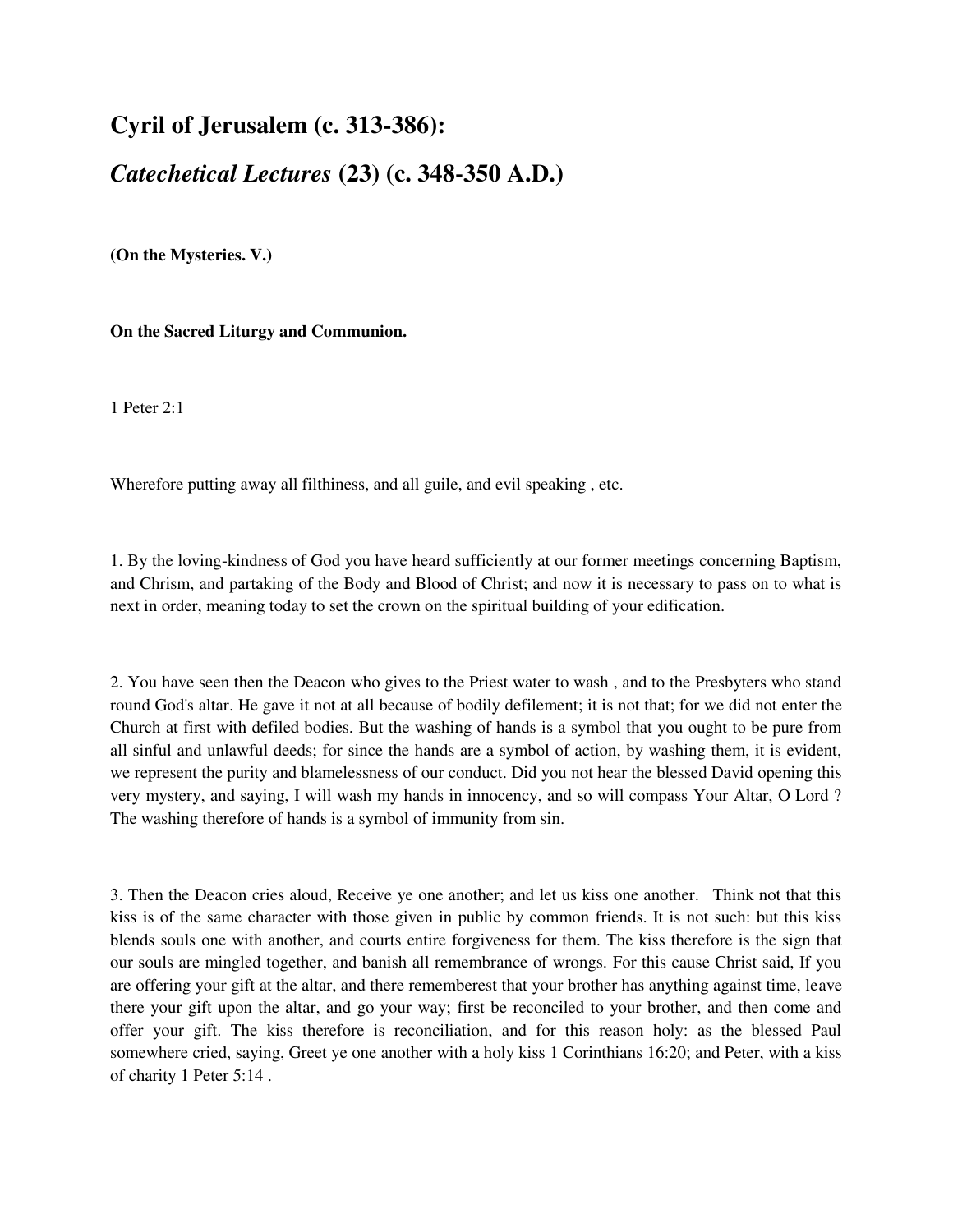## Cyril of Jerusalem (c. 313-386):

## *Catechetical Lectures* (23) (c. 348-350 A.D.)

**(On the Mysteries. V.)**

**On the Sacred Liturgy and Communion.**

1 Peter 2:1

Wherefore putting away all filthiness, and all guile, and evil speaking , etc.

1. By the loving-kindness of God you have heard sufficiently at our former meetings concerning Baptism, and Chrism, and partaking of the Body and Blood of Christ; and now it is necessary to pass on to what is next in order, meaning today to set the crown on the spiritual building of your edification.

2. You have seen then the Deacon who gives to the Priest water to wash , and to the Presbyters who stand round God's altar. He gave it not at all because of bodily defilement; it is not that; for we did not enter the Church at first with defiled bodies. But the washing of hands is a symbol that you ought to be pure from all sinful and unlawful deeds; for since the hands are a symbol of action, by washing them, it is evident, we represent the purity and blamelessness of our conduct. Did you not hear the blessed David opening this very mystery, and saying, I will wash my hands in innocency, and so will compass Your Altar, O Lord ? The washing therefore of hands is a symbol of immunity from sin.

3. Then the Deacon cries aloud, Receive ye one another; and let us kiss one another. Think not that this kiss is of the same character with those given in public by common friends. It is not such: but this kiss blends souls one with another, and courts entire forgiveness for them. The kiss therefore is the sign that our souls are mingled together, and banish all remembrance of wrongs. For this cause Christ said, If you are offering your gift at the altar, and there rememberest that your brother has anything against time, leave there your gift upon the altar, and go your way; first be reconciled to your brother, and then come and offer your gift. The kiss therefore is reconciliation, and for this reason holy: as the blessed Paul somewhere cried, saying, Greet ye one another with a holy kiss 1 Corinthians 16:20; and Peter, with a kiss of charity 1 Peter 5:14 .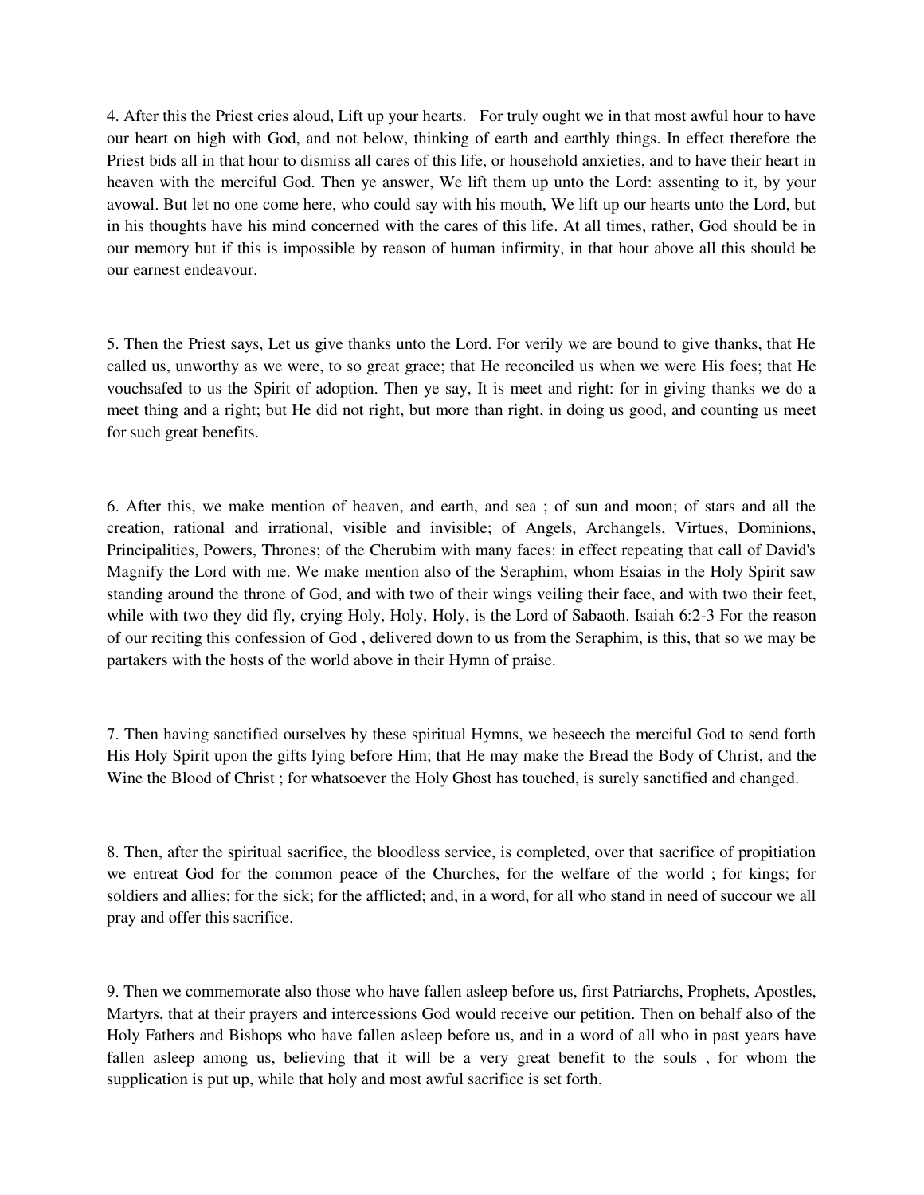4. After this the Priest cries aloud, Lift up your hearts. For truly ought we in that most awful hour to have our heart on high with God, and not below, thinking of earth and earthly things. In effect therefore the Priest bids all in that hour to dismiss all cares of this life, or household anxieties, and to have their heart in heaven with the merciful God. Then ye answer, We lift them up unto the Lord: assenting to it, by your avowal. But let no one come here, who could say with his mouth, We lift up our hearts unto the Lord, but in his thoughts have his mind concerned with the cares of this life. At all times, rather, God should be in our memory but if this is impossible by reason of human infirmity, in that hour above all this should be our earnest endeavour.

5. Then the Priest says, Let us give thanks unto the Lord. For verily we are bound to give thanks, that He called us, unworthy as we were, to so great grace; that He reconciled us when we were His foes; that He vouchsafed to us the Spirit of adoption. Then ye say, It is meet and right: for in giving thanks we do a meet thing and a right; but He did not right, but more than right, in doing us good, and counting us meet for such great benefits.

6. After this, we make mention of heaven, and earth, and sea ; of sun and moon; of stars and all the creation, rational and irrational, visible and invisible; of Angels, Archangels, Virtues, Dominions, Principalities, Powers, Thrones; of the Cherubim with many faces: in effect repeating that call of David's Magnify the Lord with me. We make mention also of the Seraphim, whom Esaias in the Holy Spirit saw standing around the throne of God, and with two of their wings veiling their face, and with two their feet, while with two they did fly, crying Holy, Holy, Holy, is the Lord of Sabaoth. Isaiah 6:2-3 For the reason of our reciting this confession of God , delivered down to us from the Seraphim, is this, that so we may be partakers with the hosts of the world above in their Hymn of praise.

7. Then having sanctified ourselves by these spiritual Hymns, we beseech the merciful God to send forth His Holy Spirit upon the gifts lying before Him; that He may make the Bread the Body of Christ, and the Wine the Blood of Christ ; for whatsoever the Holy Ghost has touched, is surely sanctified and changed.

8. Then, after the spiritual sacrifice, the bloodless service, is completed, over that sacrifice of propitiation we entreat God for the common peace of the Churches, for the welfare of the world ; for kings; for soldiers and allies; for the sick; for the afflicted; and, in a word, for all who stand in need of succour we all pray and offer this sacrifice.

9. Then we commemorate also those who have fallen asleep before us, first Patriarchs, Prophets, Apostles, Martyrs, that at their prayers and intercessions God would receive our petition. Then on behalf also of the Holy Fathers and Bishops who have fallen asleep before us, and in a word of all who in past years have fallen asleep among us, believing that it will be a very great benefit to the souls , for whom the supplication is put up, while that holy and most awful sacrifice is set forth.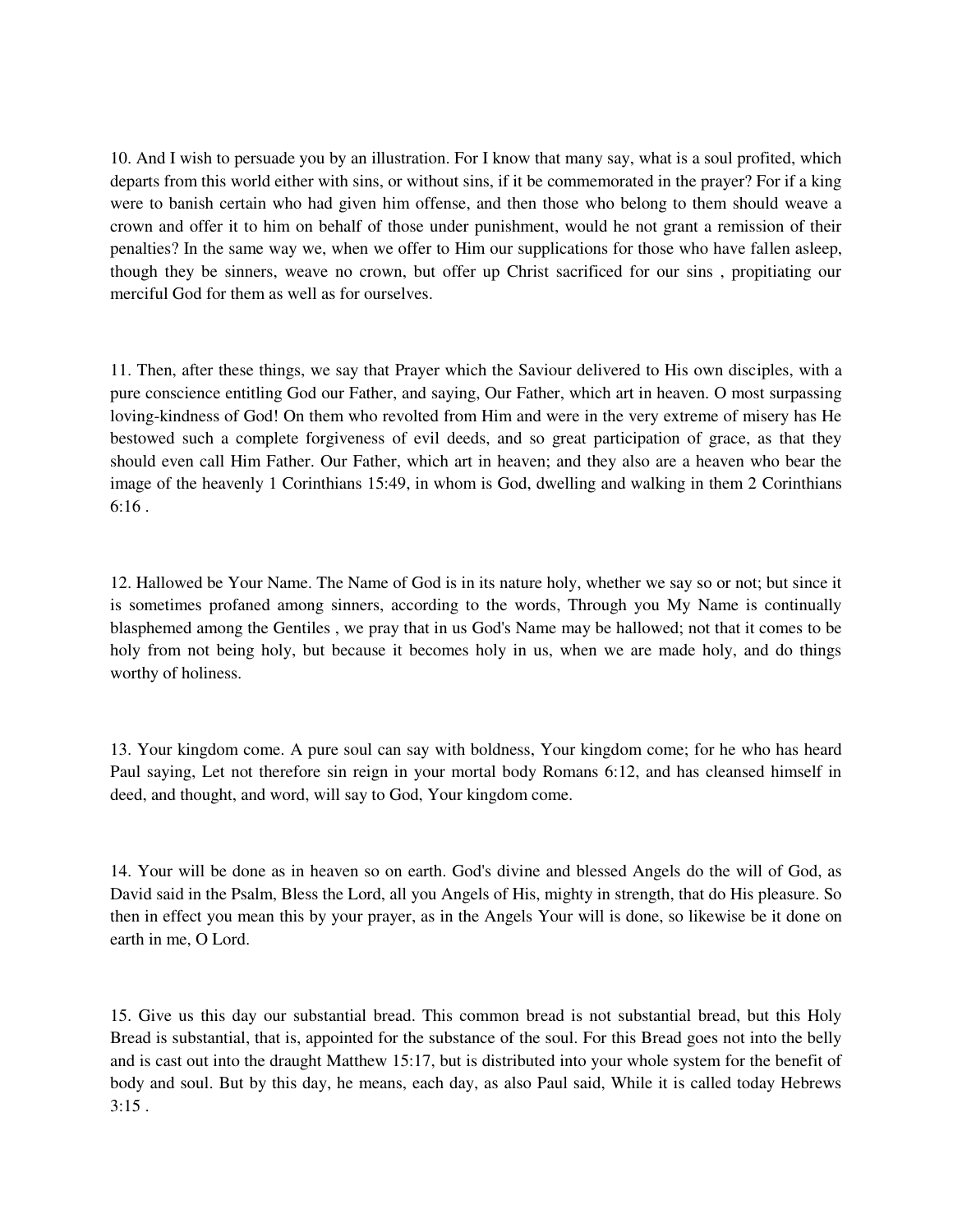10. And I wish to persuade you by an illustration. For I know that many say, what is a soul profited, which departs from this world either with sins, or without sins, if it be commemorated in the prayer? For if a king were to banish certain who had given him offense, and then those who belong to them should weave a crown and offer it to him on behalf of those under punishment, would he not grant a remission of their penalties? In the same way we, when we offer to Him our supplications for those who have fallen asleep, though they be sinners, weave no crown, but offer up Christ sacrificed for our sins , propitiating our merciful God for them as well as for ourselves.

11. Then, after these things, we say that Prayer which the Saviour delivered to His own disciples, with a pure conscience entitling God our Father, and saying, Our Father, which art in heaven. O most surpassing loving-kindness of God! On them who revolted from Him and were in the very extreme of misery has He bestowed such a complete forgiveness of evil deeds, and so great participation of grace, as that they should even call Him Father. Our Father, which art in heaven; and they also are a heaven who bear the image of the heavenly 1 Corinthians 15:49, in whom is God, dwelling and walking in them 2 Corinthians 6:16 .

12. Hallowed be Your Name. The Name of God is in its nature holy, whether we say so or not; but since it is sometimes profaned among sinners, according to the words, Through you My Name is continually blasphemed among the Gentiles , we pray that in us God's Name may be hallowed; not that it comes to be holy from not being holy, but because it becomes holy in us, when we are made holy, and do things worthy of holiness.

13. Your kingdom come. A pure soul can say with boldness, Your kingdom come; for he who has heard Paul saying, Let not therefore sin reign in your mortal body Romans 6:12, and has cleansed himself in deed, and thought, and word, will say to God, Your kingdom come.

14. Your will be done as in heaven so on earth. God's divine and blessed Angels do the will of God, as David said in the Psalm, Bless the Lord, all you Angels of His, mighty in strength, that do His pleasure. So then in effect you mean this by your prayer, as in the Angels Your will is done, so likewise be it done on earth in me, O Lord.

15. Give us this day our substantial bread. This common bread is not substantial bread, but this Holy Bread is substantial, that is, appointed for the substance of the soul. For this Bread goes not into the belly and is cast out into the draught Matthew 15:17, but is distributed into your whole system for the benefit of body and soul. But by this day, he means, each day, as also Paul said, While it is called today Hebrews 3:15 .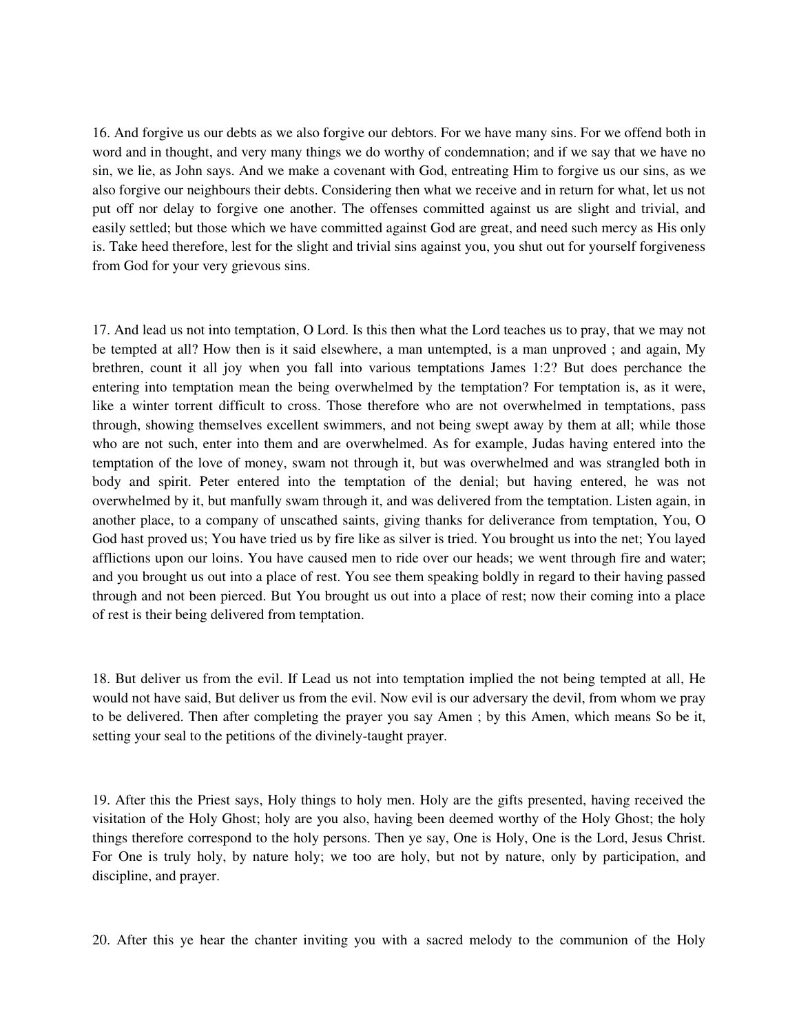16. And forgive us our debts as we also forgive our debtors. For we have many sins. For we offend both in word and in thought, and very many things we do worthy of condemnation; and if we say that we have no sin, we lie, as John says. And we make a covenant with God, entreating Him to forgive us our sins, as we also forgive our neighbours their debts. Considering then what we receive and in return for what, let us not put off nor delay to forgive one another. The offenses committed against us are slight and trivial, and easily settled; but those which we have committed against God are great, and need such mercy as His only is. Take heed therefore, lest for the slight and trivial sins against you, you shut out for yourself forgiveness from God for your very grievous sins.

17. And lead us not into temptation, O Lord. Is this then what the Lord teaches us to pray, that we may not be tempted at all? How then is it said elsewhere, a man untempted, is a man unproved ; and again, My brethren, count it all joy when you fall into various temptations James 1:2? But does perchance the entering into temptation mean the being overwhelmed by the temptation? For temptation is, as it were, like a winter torrent difficult to cross. Those therefore who are not overwhelmed in temptations, pass through, showing themselves excellent swimmers, and not being swept away by them at all; while those who are not such, enter into them and are overwhelmed. As for example, Judas having entered into the temptation of the love of money, swam not through it, but was overwhelmed and was strangled both in body and spirit. Peter entered into the temptation of the denial; but having entered, he was not overwhelmed by it, but manfully swam through it, and was delivered from the temptation. Listen again, in another place, to a company of unscathed saints, giving thanks for deliverance from temptation, You, O God hast proved us; You have tried us by fire like as silver is tried. You brought us into the net; You layed afflictions upon our loins. You have caused men to ride over our heads; we went through fire and water; and you brought us out into a place of rest. You see them speaking boldly in regard to their having passed through and not been pierced. But You brought us out into a place of rest; now their coming into a place of rest is their being delivered from temptation.

18. But deliver us from the evil. If Lead us not into temptation implied the not being tempted at all, He would not have said, But deliver us from the evil. Now evil is our adversary the devil, from whom we pray to be delivered. Then after completing the prayer you say Amen ; by this Amen, which means So be it, setting your seal to the petitions of the divinely-taught prayer.

19. After this the Priest says, Holy things to holy men. Holy are the gifts presented, having received the visitation of the Holy Ghost; holy are you also, having been deemed worthy of the Holy Ghost; the holy things therefore correspond to the holy persons. Then ye say, One is Holy, One is the Lord, Jesus Christ. For One is truly holy, by nature holy; we too are holy, but not by nature, only by participation, and discipline, and prayer.

20. After this ye hear the chanter inviting you with a sacred melody to the communion of the Holy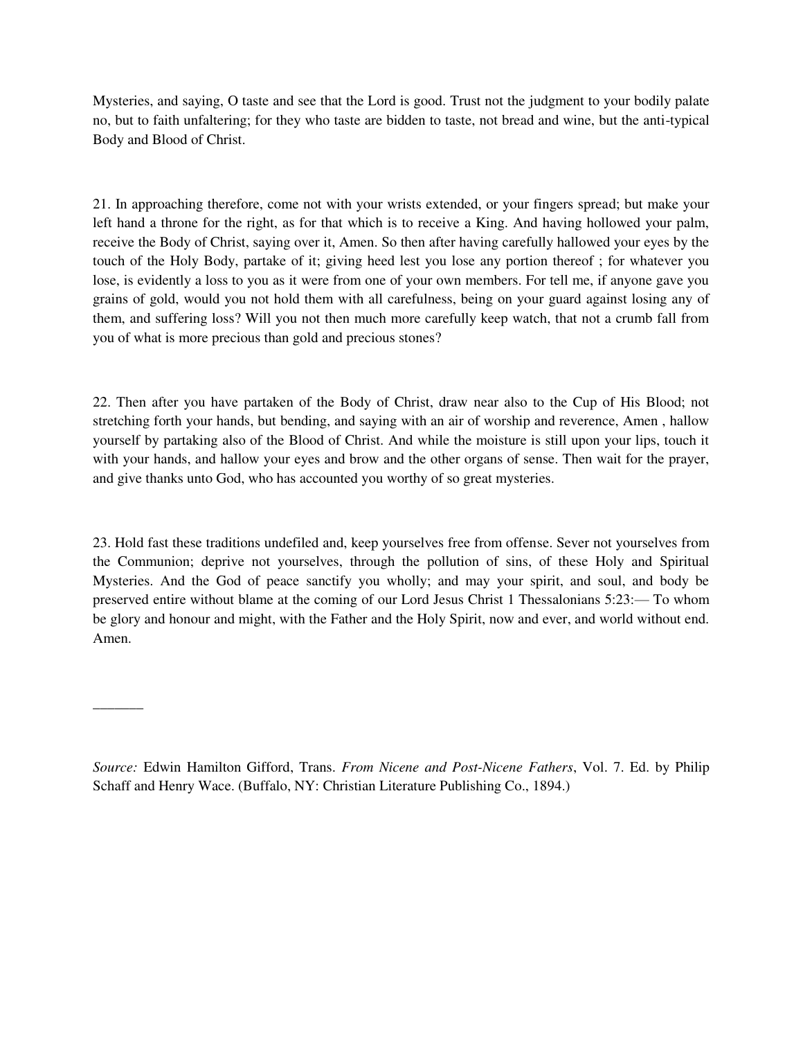Mysteries, and saying, O taste and see that the Lord is good. Trust not the judgment to your bodily palate no, but to faith unfaltering; for they who taste are bidden to taste, not bread and wine, but the anti-typical Body and Blood of Christ.

21. In approaching therefore, come not with your wrists extended, or your fingers spread; but make your left hand a throne for the right, as for that which is to receive a King. And having hollowed your palm, receive the Body of Christ, saying over it, Amen. So then after having carefully hallowed your eyes by the touch of the Holy Body, partake of it; giving heed lest you lose any portion thereof ; for whatever you lose, is evidently a loss to you as it were from one of your own members. For tell me, if anyone gave you grains of gold, would you not hold them with all carefulness, being on your guard against losing any of them, and suffering loss? Will you not then much more carefully keep watch, that not a crumb fall from you of what is more precious than gold and precious stones?

22. Then after you have partaken of the Body of Christ, draw near also to the Cup of His Blood; not stretching forth your hands, but bending, and saying with an air of worship and reverence, Amen , hallow yourself by partaking also of the Blood of Christ. And while the moisture is still upon your lips, touch it with your hands, and hallow your eyes and brow and the other organs of sense. Then wait for the prayer, and give thanks unto God, who has accounted you worthy of so great mysteries.

23. Hold fast these traditions undefiled and, keep yourselves free from offense. Sever not yourselves from the Communion; deprive not yourselves, through the pollution of sins, of these Holy and Spiritual Mysteries. And the God of peace sanctify you wholly; and may your spirit, and soul, and body be preserved entire without blame at the coming of our Lord Jesus Christ 1 Thessalonians 5:23:— To whom be glory and honour and might, with the Father and the Holy Spirit, now and ever, and world without end. Amen.

_______

*Source:* Edwin Hamilton Gifford, Trans. *From Nicene and Post-Nicene Fathers*, Vol. 7. Ed. by Philip Schaff and Henry Wace. (Buffalo, NY: Christian Literature Publishing Co., 1894.)